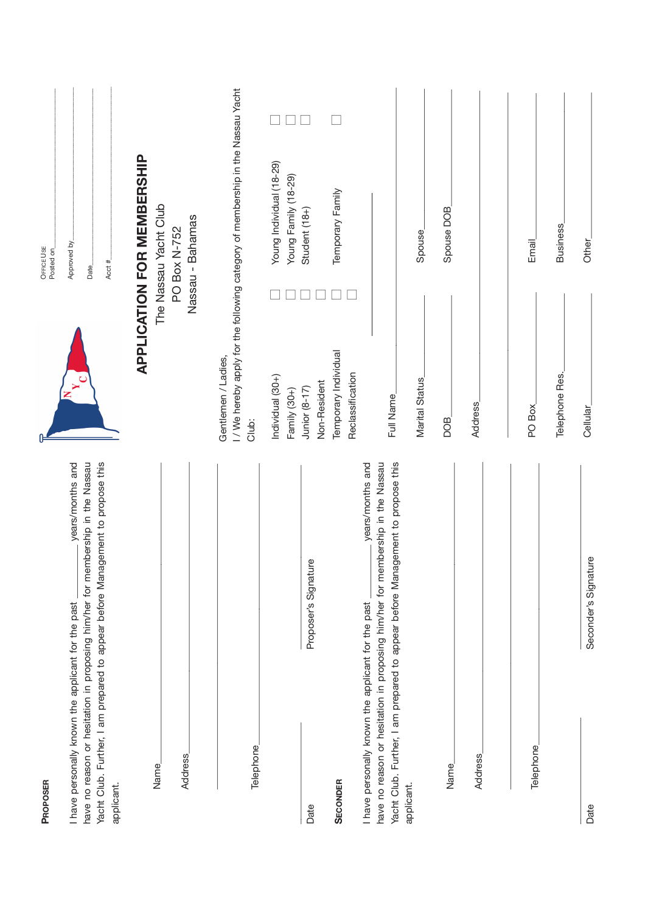# APPLICATION FOR MEMBERSHIP

The Nassau Yacht Club
PO Box N-752
Nassau - Bahamas

**OFFICE USE**
Posted on ____________
Approved by ____________
Date ____________
Acct # ____________

Gentlemen / Ladies,
I / We hereby apply for the following category of membership in the Nassau Yacht Club:

- ☐ Individual (30+)
- ☐ Family (30+)
- ☐ Junior (8-17)
- ☐ Non-Resident
- ☐ Temporary Individual
- ☐ Reclassification
- ☐ Young Individual (18-29)
- ☐ Young Family (18-29)
- ☐ Student (18+)
- ☐ Temporary Family

Full Name ____________

Marital Status ____________ Spouse ____________

DOB ____________ Spouse DOB ____________

Address ____________

____________

PO Box ____________ Email ____________

Telephone Res. ____________ Business ____________

Cellular ____________ Other ____________

## PROPOSER

I have personally known the applicant for the past ________ years/months and have no reason or hesitation in proposing him/her for membership in the Nassau Yacht Club. Further, I am prepared to appear before Management to propose this applicant.

Name ____________

Address ____________

____________

Telephone ____________

Date ____________ ____________
Proposer's Signature

## SECONDER

I have personally known the applicant for the past ________ years/months and have no reason or hesitation in proposing him/her for membership in the Nassau Yacht Club. Further, I am prepared to appear before Management to propose this applicant.

Name ____________

Address ____________

____________

Telephone ____________

Date ____________ ____________
Seconder's Signature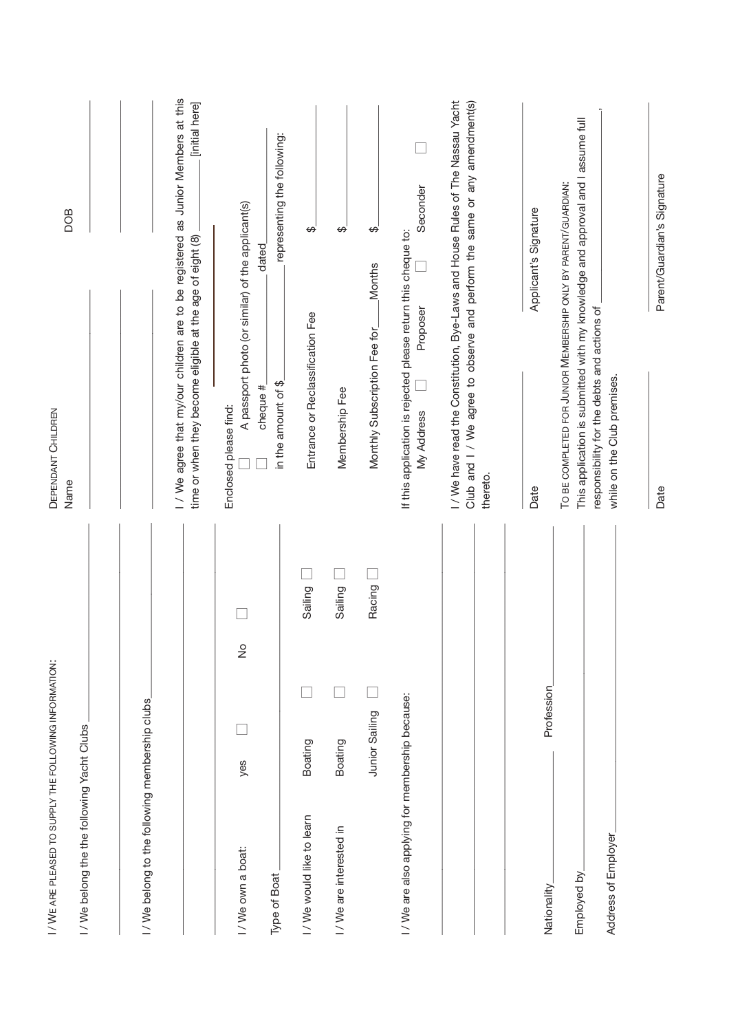I / WE ARE PLEASED TO SUPPLY THE FOLLOWING INFORMATION:

I / We belong the the following Yacht Clubs \_\_\_\_\_\_\_\_\_\_\_\_\_\_\_\_\_\_\_\_

\_\_\_\_\_\_\_\_\_\_\_\_\_\_\_\_\_\_\_\_\_\_\_\_\_\_\_\_\_\_\_\_\_\_\_\_\_\_\_\_

I / We belong to the following membership clubs \_\_\_\_\_\_\_\_\_\_\_\_\_\_\_\_\_\_\_\_

\_\_\_\_\_\_\_\_\_\_\_\_\_\_\_\_\_\_\_\_\_\_\_\_\_\_\_\_\_\_\_\_\_\_\_\_\_\_\_\_

I / We own a boat: yes ☐ No ☐

Type of Boat \_\_\_\_\_\_\_\_\_\_\_\_\_\_\_\_\_\_\_\_

I / We would like to learn Boating ☐ Sailing ☐

I / We are interested in Boating ☐ Sailing ☐

Junior Sailing ☐ Racing ☐

I / We are also applying for membership because:

\_\_\_\_\_\_\_\_\_\_\_\_\_\_\_\_\_\_\_\_\_\_\_\_\_\_\_\_\_\_\_\_\_\_\_\_\_\_\_\_

\_\_\_\_\_\_\_\_\_\_\_\_\_\_\_\_\_\_\_\_\_\_\_\_\_\_\_\_\_\_\_\_\_\_\_\_\_\_\_\_

\_\_\_\_\_\_\_\_\_\_\_\_\_\_\_\_\_\_\_\_\_\_\_\_\_\_\_\_\_\_\_\_\_\_\_\_\_\_\_\_

Nationality \_\_\_\_\_\_\_\_\_\_ Profession \_\_\_\_\_\_\_\_\_\_

Employed by \_\_\_\_\_\_\_\_\_\_\_\_\_\_\_\_\_\_\_\_

Address of Employer \_\_\_\_\_\_\_\_\_\_\_\_\_\_\_\_\_\_\_\_

\_\_\_\_\_\_\_\_\_\_\_\_\_\_\_\_\_\_\_\_\_\_\_\_\_\_\_\_\_\_\_\_\_\_\_\_\_\_\_\_

DEPENDANT CHILDREN

| Name | DOB |
|---|---|
| | |
| | |
| | |

I / We agree that my/our children are to be registered as Junior Members at this time or when they become eligible at the age of eight (8) \_\_\_\_\_\_\_\_\_\_ [initial here]

Enclosed please find:

☐ A passport photo (or similar) of the applicant(s)

☐ cheque # \_\_\_\_\_\_\_\_\_\_ dated \_\_\_\_\_\_\_\_\_\_

in the amount of $\_\_\_\_\_\_\_\_\_\_ representing the following:

Entrance or Reclassification Fee $\_\_\_\_\_\_\_\_\_\_

Membership Fee $\_\_\_\_\_\_\_\_\_\_

Monthly Subscription Fee for \_\_\_\_ Months $\_\_\_\_\_\_\_\_\_\_

If this application is rejected please return this cheque to:

My Address ☐ Proposer ☐ Seconder ☐

I / We have read the Constitution, Bye-Laws and House Rules of The Nassau Yacht Club and I / We agree to observe and perform the same or any amendment(s) thereto.

\_\_\_\_\_\_\_\_\_\_\_\_\_\_\_\_ \_\_\_\_\_\_\_\_\_\_\_\_\_\_\_\_

Date Applicant's Signature

TO BE COMPLETED FOR JUNIOR MEMBERSHIP ONLY BY PARENT/GUARDIAN:

This application is submitted with my knowledge and approval and I assume full responsibility for the debts and actions of \_\_\_\_\_\_\_\_\_\_\_\_\_\_\_\_\_\_\_\_, while on the Club premises.

\_\_\_\_\_\_\_\_\_\_\_\_\_\_\_\_ \_\_\_\_\_\_\_\_\_\_\_\_\_\_\_\_

Date Parent/Guardian's Signature